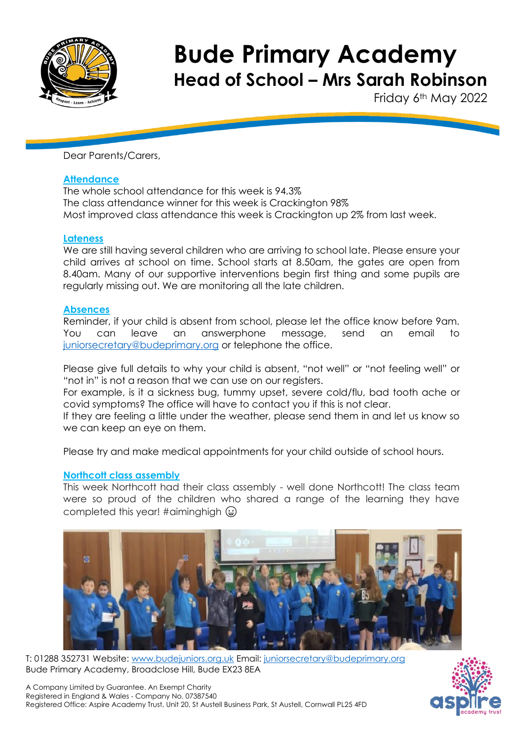# Bude Primary Academy

## Head of School – Mrs Sarah Robinson

Friday 6th May 2022

Dear Parents/Carers,

**Attendance**

The whole school attendance for this week is 94.3%
The class attendance winner for this week is Crackington 98%
Most improved class attendance this week is Crackington up 2% from last week.

**Lateness**

We are still having several children who are arriving to school late. Please ensure your child arrives at school on time. School starts at 8.50am, the gates are open from 8.40am. Many of our supportive interventions begin first thing and some pupils are regularly missing out. We are monitoring all the late children.

**Absences**

Reminder, if your child is absent from school, please let the office know before 9am. You can leave an answerphone message, send an email to juniorsecretary@budeprimary.org or telephone the office.

Please give full details to why your child is absent, "not well" or "not feeling well" or "not in" is not a reason that we can use on our registers.
For example, is it a sickness bug, tummy upset, severe cold/flu, bad tooth ache or covid symptoms? The office will have to contact you if this is not clear.
If they are feeling a little under the weather, please send them in and let us know so we can keep an eye on them.

Please try and make medical appointments for your child outside of school hours.

**Northcott class assembly**

This week Northcott had their class assembly - well done Northcott! The class team were so proud of the children who shared a range of the learning they have completed this year! #aiminghigh 😀

T: 01288 352731 Website: www.budejuniors.org.uk Email: juniorsecretary@budeprimary.org
Bude Primary Academy, Broadclose Hill, Bude EX23 8EA

A Company Limited by Guarantee. An Exempt Charity
Registered in England & Wales - Company No. 07387540
Registered Office: Aspire Academy Trust, Unit 20, St Austell Business Park, St Austell, Cornwall PL25 4FD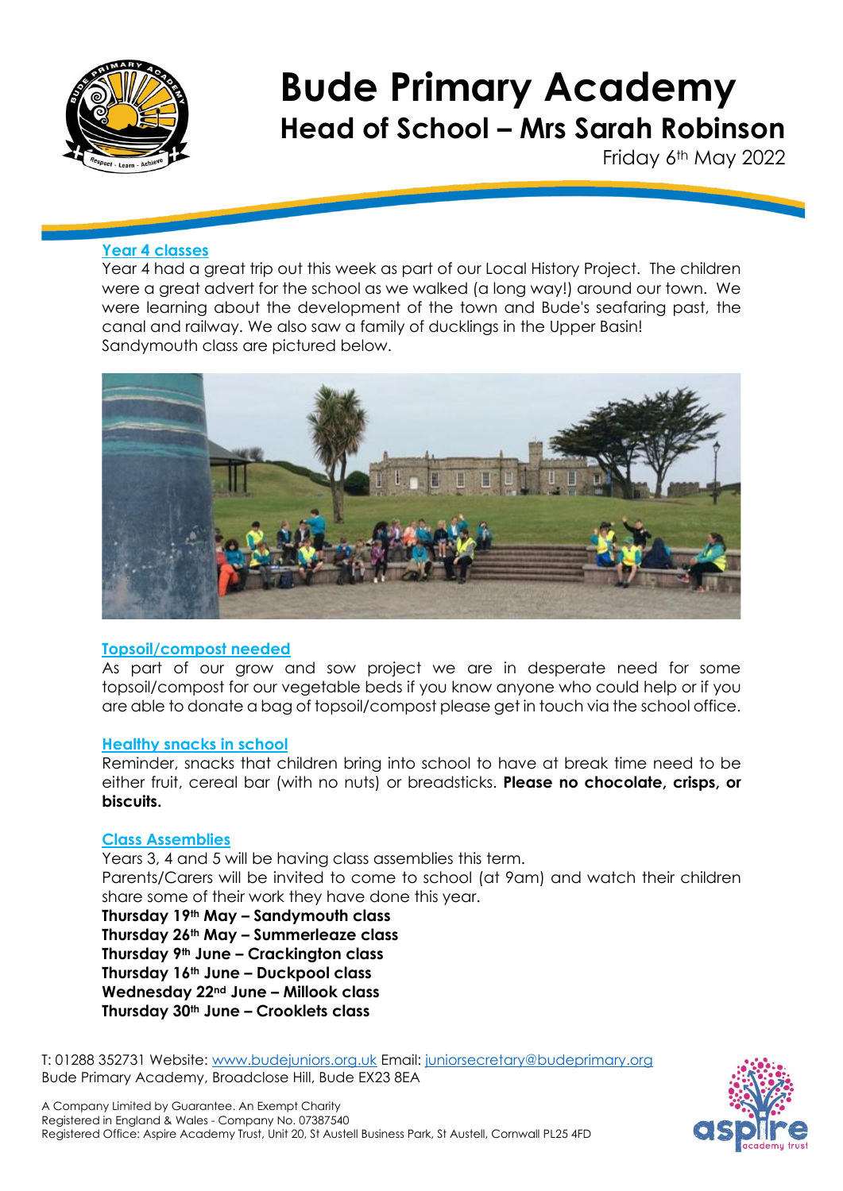# Bude Primary Academy

## Head of School – Mrs Sarah Robinson

Friday 6th May 2022

### Year 4 classes

Year 4 had a great trip out this week as part of our Local History Project. The children were a great advert for the school as we walked (a long way!) around our town. We were learning about the development of the town and Bude's seafaring past, the canal and railway. We also saw a family of ducklings in the Upper Basin! Sandymouth class are pictured below.

### Topsoil/compost needed

As part of our grow and sow project we are in desperate need for some topsoil/compost for our vegetable beds if you know anyone who could help or if you are able to donate a bag of topsoil/compost please get in touch via the school office.

### Healthy snacks in school

Reminder, snacks that children bring into school to have at break time need to be either fruit, cereal bar (with no nuts) or breadsticks. **Please no chocolate, crisps, or biscuits.**

### Class Assemblies

Years 3, 4 and 5 will be having class assemblies this term.
Parents/Carers will be invited to come to school (at 9am) and watch their children share some of their work they have done this year.

**Thursday 19th May – Sandymouth class**
**Thursday 26th May – Summerleaze class**
**Thursday 9th June – Crackington class**
**Thursday 16th June – Duckpool class**
**Wednesday 22nd June – Millook class**
**Thursday 30th June – Crooklets class**

T: 01288 352731 Website: www.budejuniors.org.uk Email: juniorsecretary@budeprimary.org
Bude Primary Academy, Broadclose Hill, Bude EX23 8EA

A Company Limited by Guarantee. An Exempt Charity
Registered in England & Wales - Company No. 07387540
Registered Office: Aspire Academy Trust, Unit 20, St Austell Business Park, St Austell, Cornwall PL25 4FD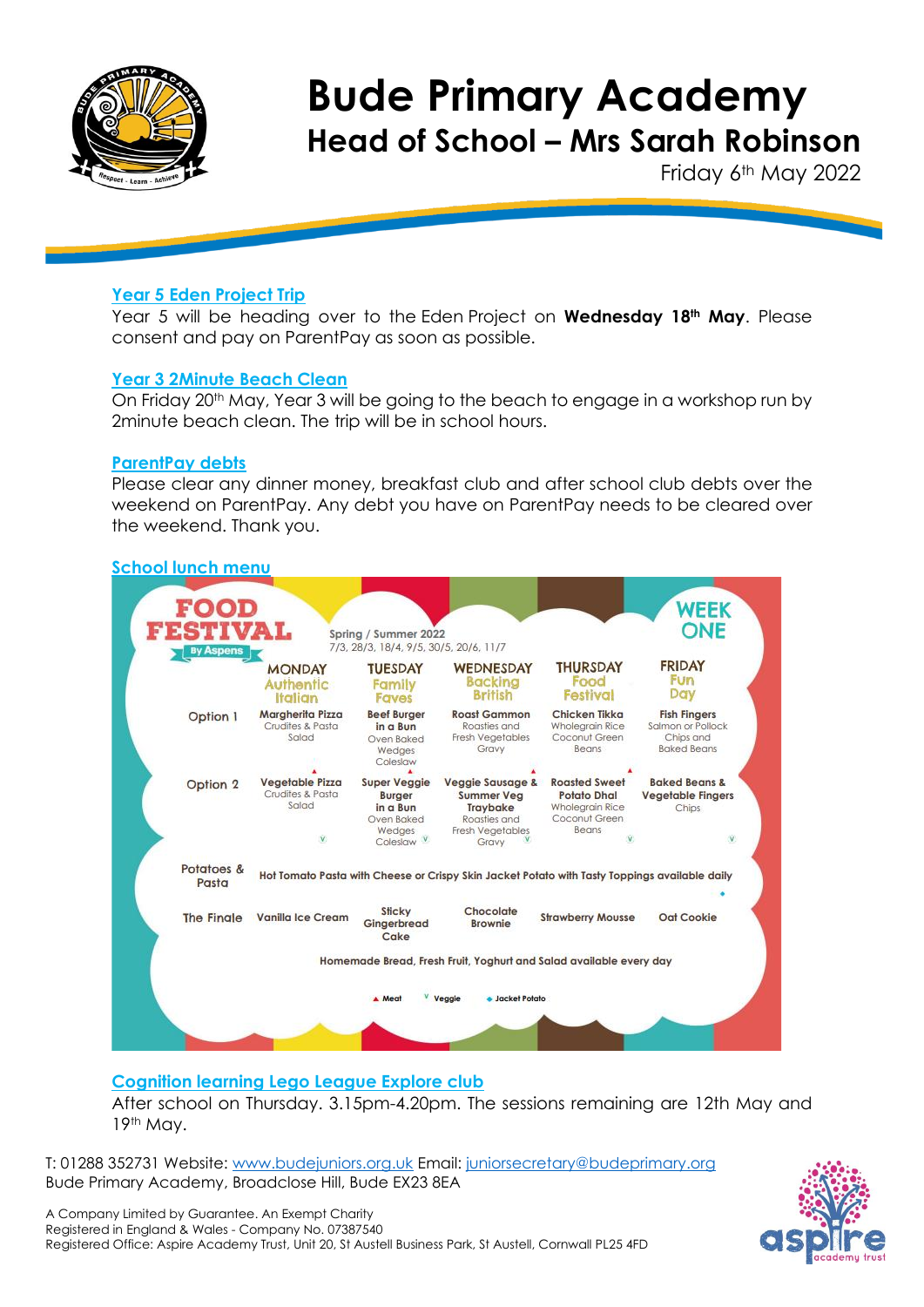# Bude Primary Academy

## Head of School – Mrs Sarah Robinson

Friday 6th May 2022

### Year 5 Eden Project Trip

Year 5 will be heading over to the Eden Project on **Wednesday 18th May**. Please consent and pay on ParentPay as soon as possible.

### Year 3 2Minute Beach Clean

On Friday 20th May, Year 3 will be going to the beach to engage in a workshop run by 2minute beach clean. The trip will be in school hours.

### ParentPay debts

Please clear any dinner money, breakfast club and after school club debts over the weekend on ParentPay. Any debt you have on ParentPay needs to be cleared over the weekend. Thank you.

### School lunch menu

**FOOD FESTIVAL** By Aspens — **WEEK ONE**

Spring / Summer 2022
7/3, 28/3, 18/4, 9/5, 30/5, 20/6, 11/7

| | MONDAY Authentic Italian | TUESDAY Family Faves | WEDNESDAY Backing British | THURSDAY Food Festival | FRIDAY Fun Day |
|---|---|---|---|---|---|
| Option 1 | Margherita Pizza Crudites & Pasta Salad | Beef Burger in a Bun Oven Baked Wedges Coleslaw ▲ | Roast Gammon Roasties and Fresh Vegetables Gravy ▲ | Chicken Tikka Wholegrain Rice Coconut Green Beans ▲ | Fish Fingers Salmon or Pollock Chips and Baked Beans |
| Option 2 | Vegetable Pizza Crudites & Pasta Salad V | Super Veggie Burger in a Bun Oven Baked Wedges Coleslaw V | Veggie Sausage & Summer Veg Traybake Roasties and Fresh Vegetables Gravy V | Roasted Sweet Potato Dhal Wholegrain Rice Coconut Green Beans V | Baked Beans & Vegetable Fingers Chips V |
| Potatoes & Pasta | Hot Tomato Pasta with Cheese or Crispy Skin Jacket Potato with Tasty Toppings available daily ◆ | | | | |
| The Finale | Vanilla Ice Cream | Sticky Gingerbread Cake | Chocolate Brownie | Strawberry Mousse | Oat Cookie |

Homemade Bread, Fresh Fruit, Yoghurt and Salad available every day

▲ Meat V Veggie ◆ Jacket Potato

### Cognition learning Lego League Explore club

After school on Thursday. 3.15pm-4.20pm. The sessions remaining are 12th May and 19th May.

T: 01288 352731 Website: www.budejuniors.org.uk Email: juniorsecretary@budeprimary.org
Bude Primary Academy, Broadclose Hill, Bude EX23 8EA

A Company Limited by Guarantee. An Exempt Charity
Registered in England & Wales - Company No. 07387540
Registered Office: Aspire Academy Trust, Unit 20, St Austell Business Park, St Austell, Cornwall PL25 4FD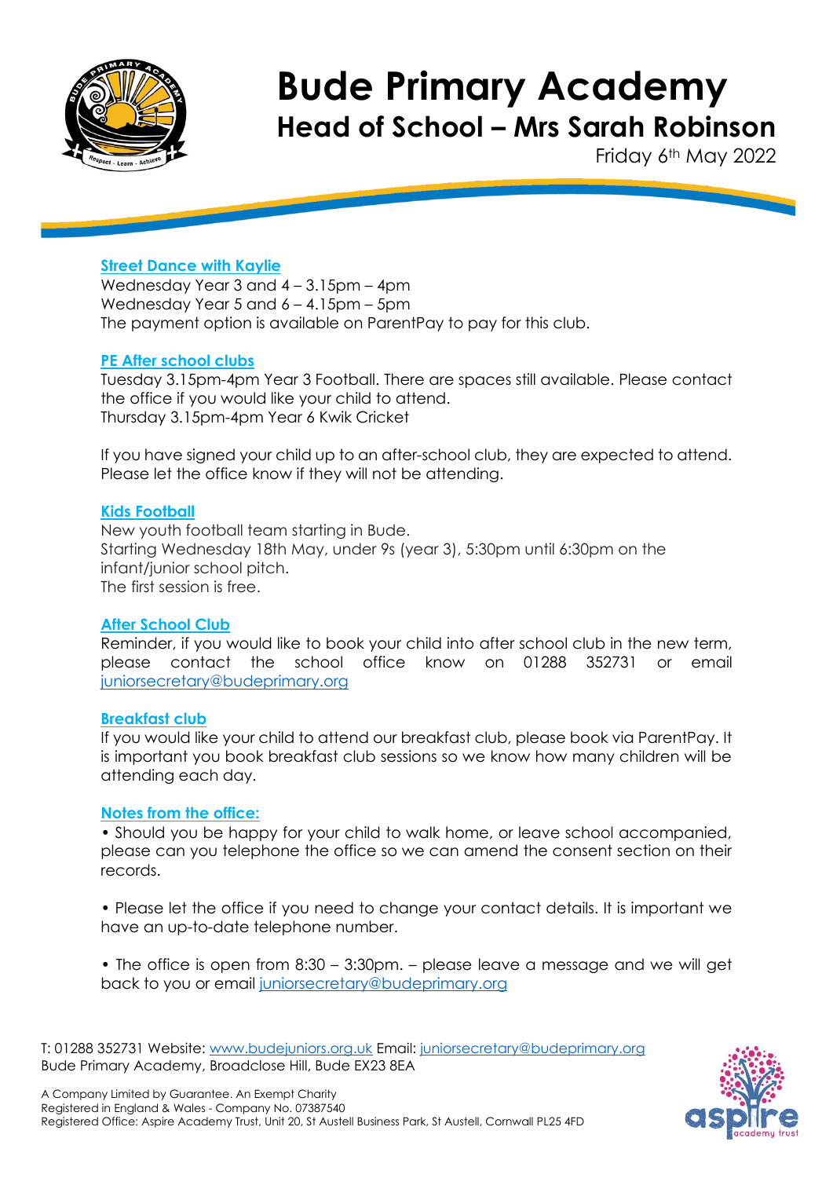# Bude Primary Academy

## Head of School – Mrs Sarah Robinson

Friday 6th May 2022

### Street Dance with Kaylie

Wednesday Year 3 and 4 – 3.15pm – 4pm
Wednesday Year 5 and 6 – 4.15pm – 5pm
The payment option is available on ParentPay to pay for this club.

### PE After school clubs

Tuesday 3.15pm-4pm Year 3 Football. There are spaces still available. Please contact the office if you would like your child to attend.
Thursday 3.15pm-4pm Year 6 Kwik Cricket

If you have signed your child up to an after-school club, they are expected to attend. Please let the office know if they will not be attending.

### Kids Football

New youth football team starting in Bude.
Starting Wednesday 18th May, under 9s (year 3), 5:30pm until 6:30pm on the infant/junior school pitch.
The first session is free.

### After School Club

Reminder, if you would like to book your child into after school club in the new term, please contact the school office know on 01288 352731 or email juniorsecretary@budeprimary.org

### Breakfast club

If you would like your child to attend our breakfast club, please book via ParentPay. It is important you book breakfast club sessions so we know how many children will be attending each day.

### Notes from the office:

• Should you be happy for your child to walk home, or leave school accompanied, please can you telephone the office so we can amend the consent section on their records.

• Please let the office if you need to change your contact details. It is important we have an up-to-date telephone number.

• The office is open from 8:30 – 3:30pm. – please leave a message and we will get back to you or email juniorsecretary@budeprimary.org

T: 01288 352731 Website: www.budejuniors.org.uk Email: juniorsecretary@budeprimary.org
Bude Primary Academy, Broadclose Hill, Bude EX23 8EA

A Company Limited by Guarantee. An Exempt Charity
Registered in England & Wales - Company No. 07387540
Registered Office: Aspire Academy Trust, Unit 20, St Austell Business Park, St Austell, Cornwall PL25 4FD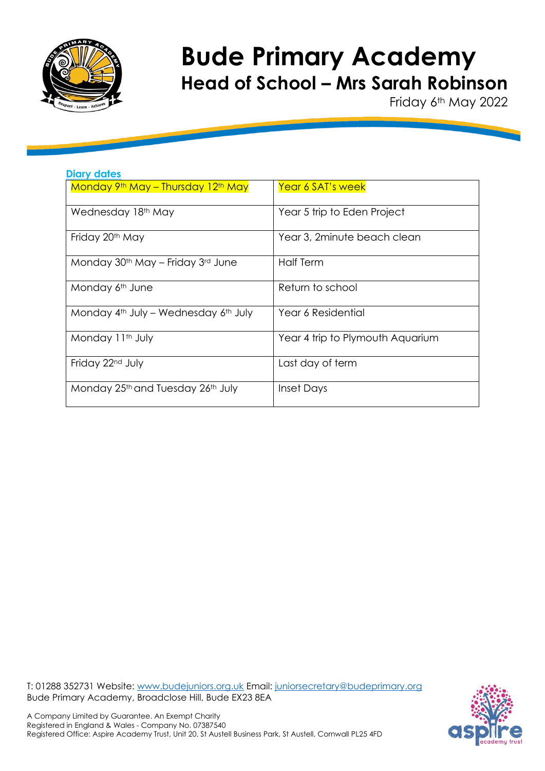# Bude Primary Academy

## Head of School – Mrs Sarah Robinson

Friday 6th May 2022

**Diary dates**

| | |
|---|---|
| Monday 9th May – Thursday 12th May | Year 6 SAT's week |
| Wednesday 18th May | Year 5 trip to Eden Project |
| Friday 20th May | Year 3, 2minute beach clean |
| Monday 30th May – Friday 3rd June | Half Term |
| Monday 6th June | Return to school |
| Monday 4th July – Wednesday 6th July | Year 6 Residential |
| Monday 11th July | Year 4 trip to Plymouth Aquarium |
| Friday 22nd July | Last day of term |
| Monday 25th and Tuesday 26th July | Inset Days |

T: 01288 352731 Website: www.budejuniors.org.uk Email: juniorsecretary@budeprimary.org
Bude Primary Academy, Broadclose Hill, Bude EX23 8EA

A Company Limited by Guarantee. An Exempt Charity
Registered in England & Wales - Company No. 07387540
Registered Office: Aspire Academy Trust, Unit 20, St Austell Business Park, St Austell, Cornwall PL25 4FD